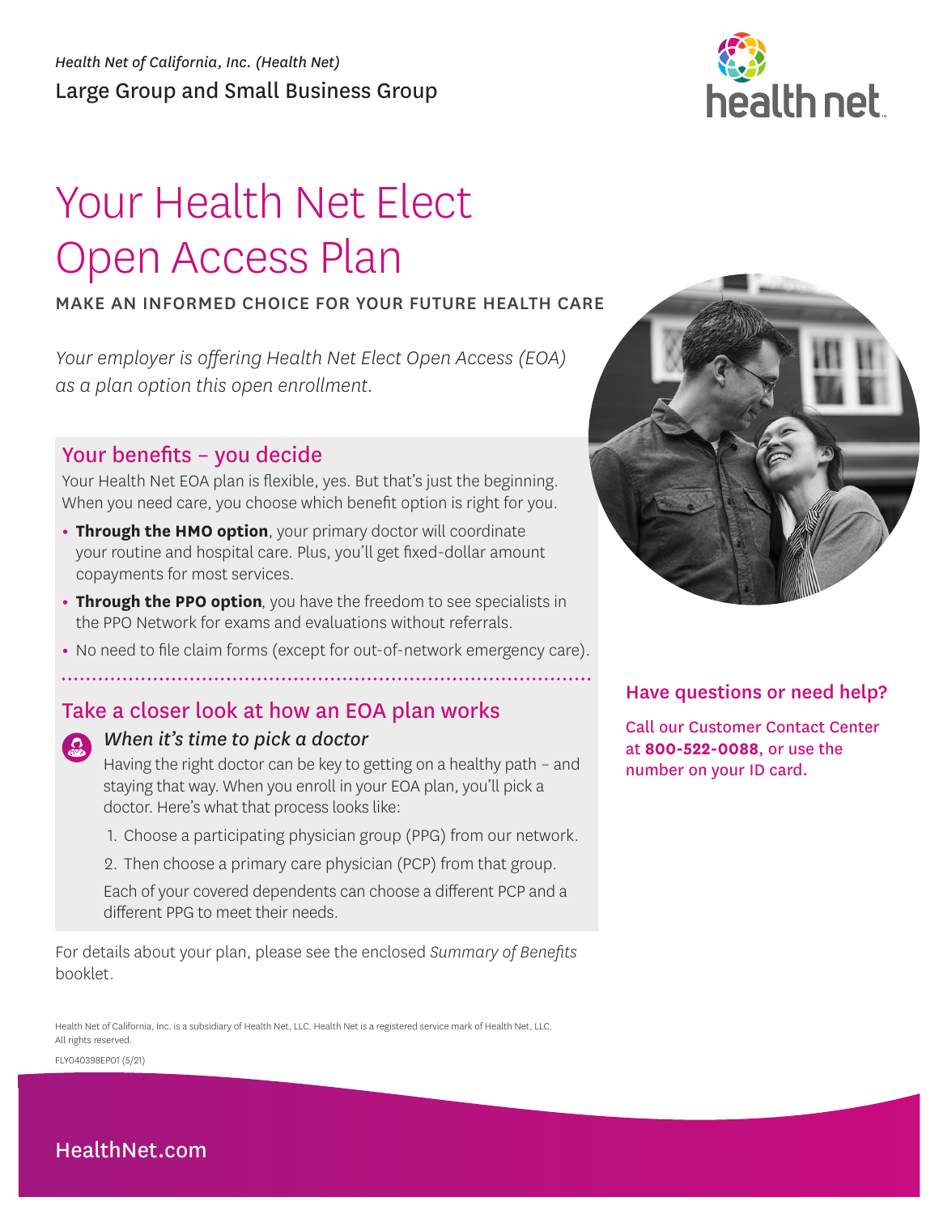*Health Net of California, Inc. (Health Net)*

Large Group and Small Business Group

# Your Health Net Elect Open Access Plan

**MAKE AN INFORMED CHOICE FOR YOUR FUTURE HEALTH CARE**

*Your employer is offering Health Net Elect Open Access (EOA) as a plan option this open enrollment.*

## Your benefits – you decide

Your Health Net EOA plan is flexible, yes. But that's just the beginning. When you need care, you choose which benefit option is right for you.

- **Through the HMO option**, your primary doctor will coordinate your routine and hospital care. Plus, you'll get fixed-dollar amount copayments for most services.
- **Through the PPO option**, you have the freedom to see specialists in the PPO Network for exams and evaluations without referrals.
- No need to file claim forms (except for out-of-network emergency care).

## Take a closer look at how an EOA plan works

### *When it's time to pick a doctor*

Having the right doctor can be key to getting on a healthy path – and staying that way. When you enroll in your EOA plan, you'll pick a doctor. Here's what that process looks like:

1. Choose a participating physician group (PPG) from our network.
2. Then choose a primary care physician (PCP) from that group.

Each of your covered dependents can choose a different PCP and a different PPG to meet their needs.

For details about your plan, please see the enclosed *Summary of Benefits* booklet.

## Have questions or need help?

Call our Customer Contact Center at **800-522-0088**, or use the number on your ID card.

Health Net of California, Inc. is a subsidiary of Health Net, LLC. Health Net is a registered service mark of Health Net, LLC. All rights reserved.

FLY040398EP01 (5/21)

HealthNet.com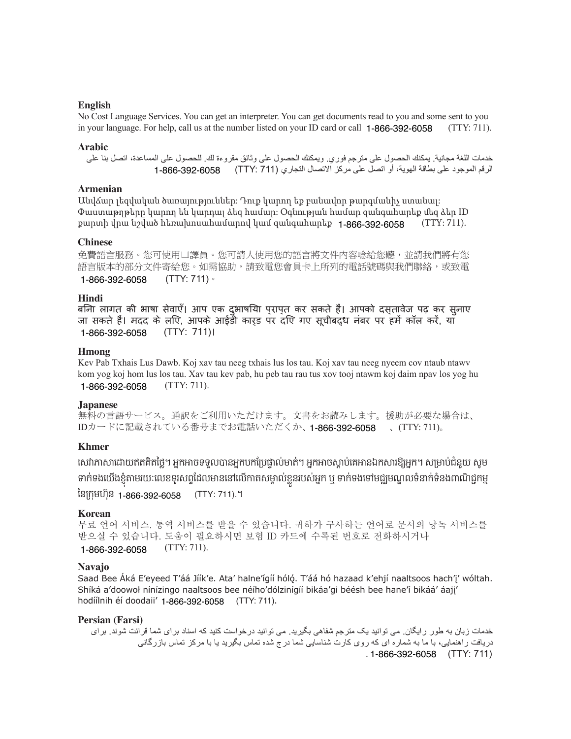**English**

No Cost Language Services. You can get an interpreter. You can get documents read to you and some sent to you in your language. For help, call us at the number listed on your ID card or call 1-866-392-6058 (TTY: 711).

**Arabic**

خدمات اللغة مجانية. يمكنك الحصول على مترجم فوري. ويمكنك الحصول على وثائق مقروءة لك. للحصول على المساعدة، اتصل بنا على الرقم الموجود على بطاقة الهوية، أو اتصل على مركز الاتصال التجاري (TTY: 711) 1-866-392-6058

**Armenian**

Անվճար լեզվական ծառայություններ: Դուք կարող եք բանավոր թարգմանիչ ստանալ: Փաստաթղթերը կարող են կարդալ ձեզ համար: Օգնության համար զանգահարեք մեզ ձեր ID քարտի վրա նշված հեռախոսահամարով կամ զանգահարեք 1-866-392-6058 (TTY: 711).

**Chinese**

免費語言服務。您可使用口譯員。您可請人使用您的語言將文件內容唸給您聽，並請我們將有您語言版本的部分文件寄給您。如需協助，請致電您會員卡上所列的電話號碼與我們聯絡，或致電 1-866-392-6058 (TTY: 711)。

**Hindi**

बिना लागत की भाषा सेवाएँ। आप एक दुभाषिया प्राप्त कर सकते हैं। आपको दस्तावेज पढ़ कर सुनाए जा सकते हैं। मदद के लिए, आपके आईडी कार्ड पर दिए गए सूचीबद्ध नंबर पर हमें कॉल करें, या 1-866-392-6058 (TTY: 711)।

**Hmong**

Kev Pab Txhais Lus Dawb. Koj xav tau neeg txhais lus los tau. Koj xav tau neeg nyeem cov ntaub ntawv kom yog koj hom lus los tau. Xav tau kev pab, hu peb tau rau tus xov tooj ntawm koj daim npav los yog hu 1-866-392-6058 (TTY: 711).

**Japanese**

無料の言語サービス。通訳をご利用いただけます。文書をお読みします。援助が必要な場合は、IDカードに記載されている番号までお電話いただくか、1-866-392-6058 、(TTY: 711)。

**Khmer**

សេវាភាសាដោយឥតគិតថ្លៃ។ អ្នកអាចទទួលបានអ្នកបកប្រែផ្ទាល់មាត់។ អ្នកអាចស្តាប់គេអានឯកសារឱ្យអ្នក។ សម្រាប់ជំនួយ សូមទាក់ទងយើងខ្ញុំតាមរយៈលេខទូរសព្ទដែលមាននៅលើកាតសម្គាល់ខ្លួនរបស់អ្នក ឬ ទាក់ទងទៅមជ្ឈមណ្ឌលទំនាក់ទំនងពាណិជ្ជកម្មនៃក្រុមហ៊ុន 1-866-392-6058 (TTY: 711).។

**Korean**

무료 언어 서비스. 통역 서비스를 받을 수 있습니다. 귀하가 구사하는 언어로 문서의 낭독 서비스를 받으실 수 있습니다. 도움이 필요하시면 보험 ID 카드에 수록된 번호로 전화하시거나 1-866-392-6058 (TTY: 711).

**Navajo**

Saad Bee Áká E'eyeed T'áá Jíík'e. Ata' halne'ígíí hóló. T'áá hó hazaad k'ehjí naaltsoos hach'į' wóltah. Shíká a'doowoł nínízingo naaltsoos bee néího'dólzinígíí bikáa'gi béésh bee hane'í bikáá' áajį' hodíílnih éí doodaii' 1-866-392-6058 (TTY: 711).

**Persian (Farsi)**

خدمات زبان به طور رایگان. می توانید یک مترجم شفاهی بگیرید. می توانید درخواست کنید که اسناد برای شما قرائت شوند. برای دریافت راهنمایی، با ما به شماره ای که روی کارت شناسایی شما درج شده تماس بگیرید یا با مرکز تماس بازرگانی 1-866-392-6058 (TTY: 711) .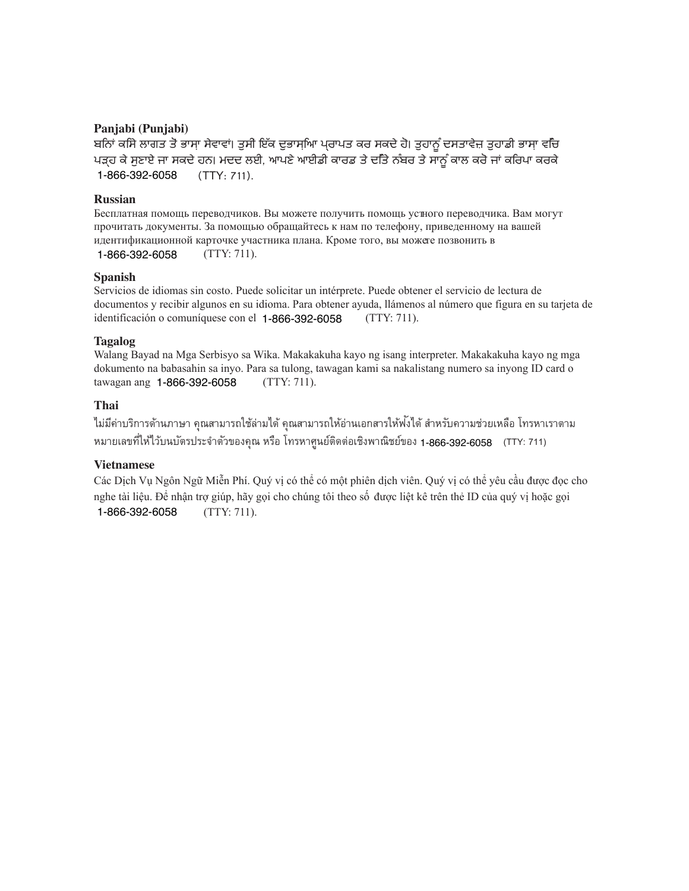**Panjabi (Punjabi)**

ਬਨਿਾਂ ਕਸਿ ਲਾਗਤ ਤੋਂ ਭਾਸ਼ਾ ਸੇਵਾਵਾਂ। ਤੁਸੀ ਇੱਕ ਦੁਭਾਸ਼ਿਆ ਪ੍ਰਾਪਤ ਕਰ ਸਕਦੇ ਹੋ। ਤੁਹਾਨੂੰ ਦਸਤਾਵੇਜ਼ ਤੁਹਾਡੀ ਭਾਸ਼ਾ ਵਿੱਚ ਪੜ੍ਹ ਕੇ ਸੁਣਾਏ ਜਾ ਸਕਦੇ ਹਨ। ਮਦਦ ਲਈ, ਆਪਣੇ ਆਈਡੀ ਕਾਰਡ ਤੇ ਦਤਿੱ ਨੰਬਰ ਤੇ ਸਾਨੂੰ ਕਾਲ ਕਰੋ ਜਾਂ ਕਰਿਪਾ ਕਰਕੇ 1-866-392-6058 (TTY: 711).

**Russian**

Бесплатная помощь переводчиков. Вы можете получить помощь устного переводчика. Вам могут прочитать документы. За помощью обращайтесь к нам по телефону, приведенному на вашей идентификационной карточке участника плана. Кроме того, вы можете позвонить в 1-866-392-6058 (TTY: 711).

**Spanish**

Servicios de idiomas sin costo. Puede solicitar un intérprete. Puede obtener el servicio de lectura de documentos y recibir algunos en su idioma. Para obtener ayuda, llámenos al número que figura en su tarjeta de identificación o comuníquese con el 1-866-392-6058 (TTY: 711).

**Tagalog**

Walang Bayad na Mga Serbisyo sa Wika. Makakakuha kayo ng isang interpreter. Makakakuha kayo ng mga dokumento na babasahin sa inyo. Para sa tulong, tawagan kami sa nakalistang numero sa inyong ID card o tawagan ang 1-866-392-6058 (TTY: 711).

**Thai**

ไม่มีค่าบริการด้านภาษา คุณสามารถใช้ล่ามได้ คุณสามารถให้อ่านเอกสารให้ฟังได้ สำหรับความช่วยเหลือ โทรหาเราตามหมายเลขที่ให้ไว้บนบัตรประจำตัวของคุณ หรือ โทรหาศูนย์ติดต่อเชิงพาณิชย์ของ 1-866-392-6058 (TTY: 711)

**Vietnamese**

Các Dịch Vụ Ngôn Ngữ Miễn Phí. Quý vị có thể có một phiên dịch viên. Quý vị có thể yêu cầu được đọc cho nghe tài liệu. Để nhận trợ giúp, hãy gọi cho chúng tôi theo số được liệt kê trên thẻ ID của quý vị hoặc gọi 1-866-392-6058 (TTY: 711).